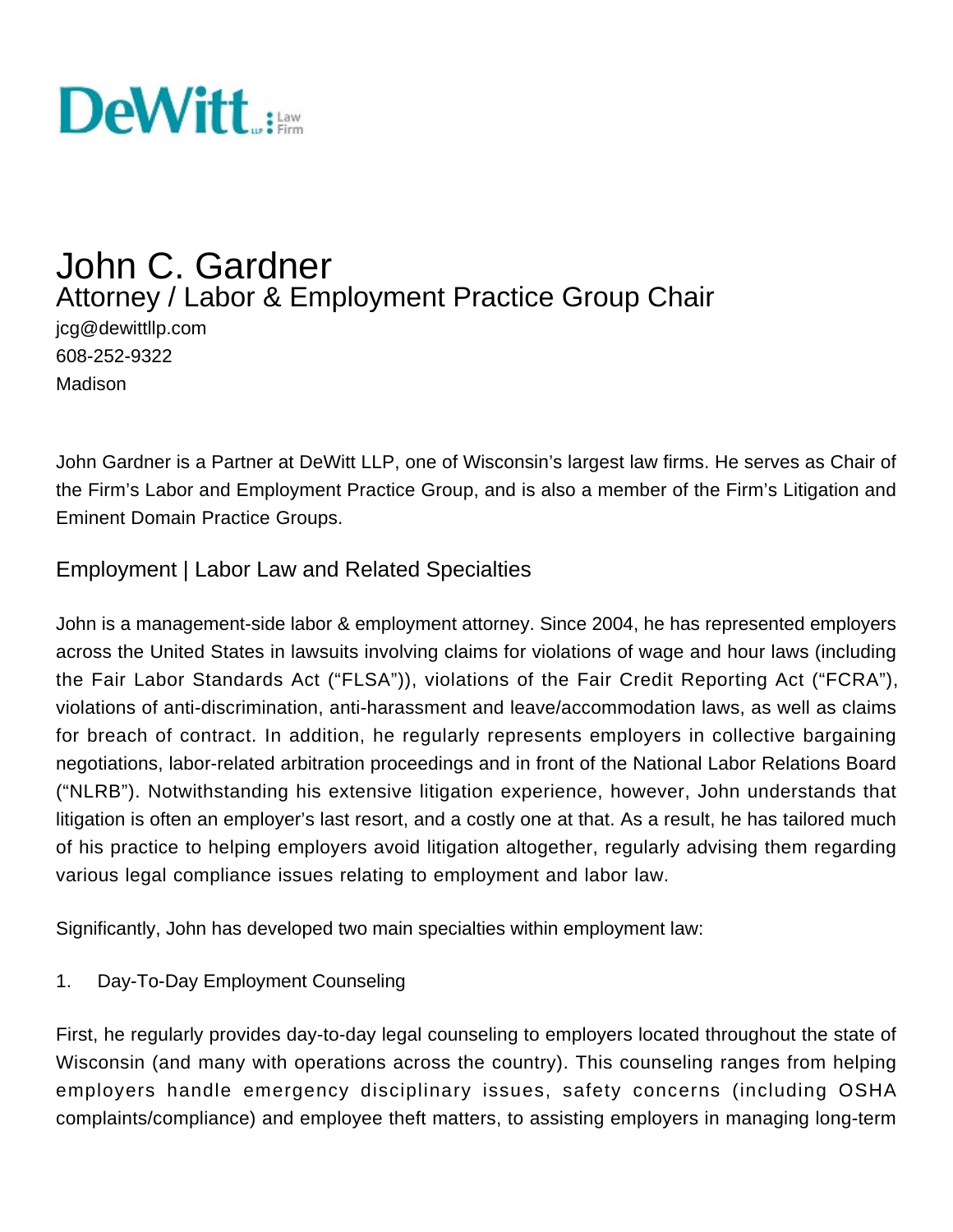DeWitt LLP Law Firm

# John C. Gardner

## Attorney / Labor & Employment Practice Group Chair

jcg@dewittllp.com
608-252-9322
Madison

John Gardner is a Partner at DeWitt LLP, one of Wisconsin's largest law firms. He serves as Chair of the Firm's Labor and Employment Practice Group, and is also a member of the Firm's Litigation and Eminent Domain Practice Groups.

### Employment | Labor Law and Related Specialties

John is a management-side labor & employment attorney. Since 2004, he has represented employers across the United States in lawsuits involving claims for violations of wage and hour laws (including the Fair Labor Standards Act ("FLSA")), violations of the Fair Credit Reporting Act ("FCRA"), violations of anti-discrimination, anti-harassment and leave/accommodation laws, as well as claims for breach of contract. In addition, he regularly represents employers in collective bargaining negotiations, labor-related arbitration proceedings and in front of the National Labor Relations Board ("NLRB"). Notwithstanding his extensive litigation experience, however, John understands that litigation is often an employer's last resort, and a costly one at that. As a result, he has tailored much of his practice to helping employers avoid litigation altogether, regularly advising them regarding various legal compliance issues relating to employment and labor law.

Significantly, John has developed two main specialties within employment law:

1. Day-To-Day Employment Counseling

First, he regularly provides day-to-day legal counseling to employers located throughout the state of Wisconsin (and many with operations across the country). This counseling ranges from helping employers handle emergency disciplinary issues, safety concerns (including OSHA complaints/compliance) and employee theft matters, to assisting employers in managing long-term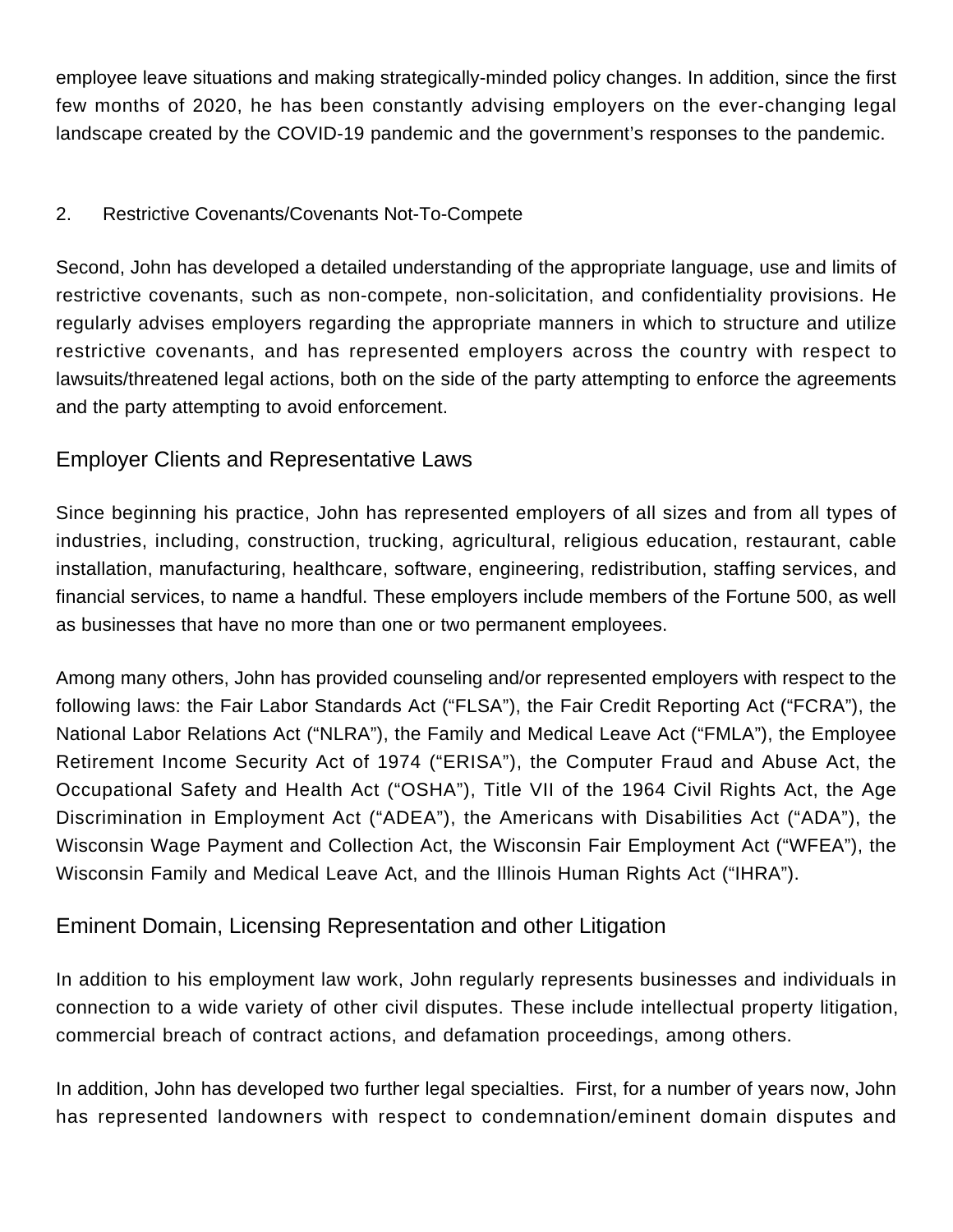employee leave situations and making strategically-minded policy changes. In addition, since the first few months of 2020, he has been constantly advising employers on the ever-changing legal landscape created by the COVID-19 pandemic and the government's responses to the pandemic.

2. Restrictive Covenants/Covenants Not-To-Compete

Second, John has developed a detailed understanding of the appropriate language, use and limits of restrictive covenants, such as non-compete, non-solicitation, and confidentiality provisions. He regularly advises employers regarding the appropriate manners in which to structure and utilize restrictive covenants, and has represented employers across the country with respect to lawsuits/threatened legal actions, both on the side of the party attempting to enforce the agreements and the party attempting to avoid enforcement.

## Employer Clients and Representative Laws

Since beginning his practice, John has represented employers of all sizes and from all types of industries, including, construction, trucking, agricultural, religious education, restaurant, cable installation, manufacturing, healthcare, software, engineering, redistribution, staffing services, and financial services, to name a handful. These employers include members of the Fortune 500, as well as businesses that have no more than one or two permanent employees.

Among many others, John has provided counseling and/or represented employers with respect to the following laws: the Fair Labor Standards Act ("FLSA"), the Fair Credit Reporting Act ("FCRA"), the National Labor Relations Act ("NLRA"), the Family and Medical Leave Act ("FMLA"), the Employee Retirement Income Security Act of 1974 ("ERISA"), the Computer Fraud and Abuse Act, the Occupational Safety and Health Act ("OSHA"), Title VII of the 1964 Civil Rights Act, the Age Discrimination in Employment Act ("ADEA"), the Americans with Disabilities Act ("ADA"), the Wisconsin Wage Payment and Collection Act, the Wisconsin Fair Employment Act ("WFEA"), the Wisconsin Family and Medical Leave Act, and the Illinois Human Rights Act ("IHRA").

## Eminent Domain, Licensing Representation and other Litigation

In addition to his employment law work, John regularly represents businesses and individuals in connection to a wide variety of other civil disputes. These include intellectual property litigation, commercial breach of contract actions, and defamation proceedings, among others.

In addition, John has developed two further legal specialties. First, for a number of years now, John has represented landowners with respect to condemnation/eminent domain disputes and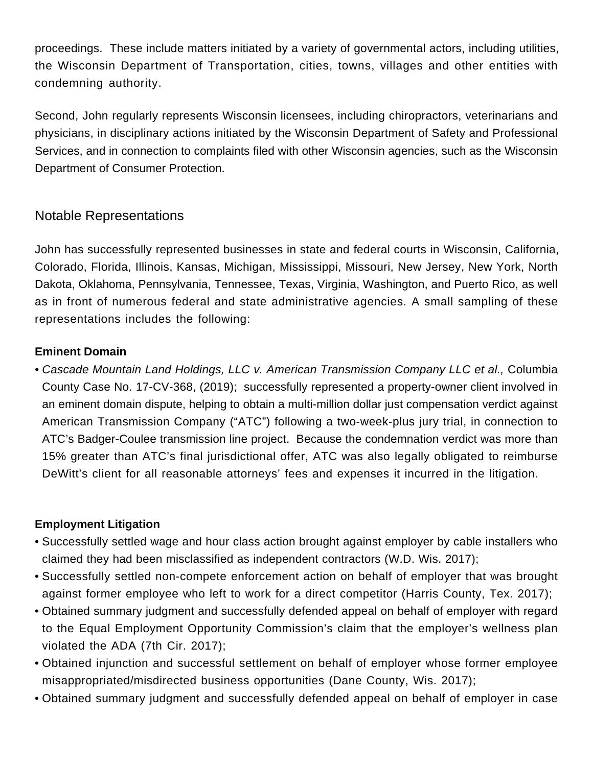proceedings. These include matters initiated by a variety of governmental actors, including utilities, the Wisconsin Department of Transportation, cities, towns, villages and other entities with condemning authority.

Second, John regularly represents Wisconsin licensees, including chiropractors, veterinarians and physicians, in disciplinary actions initiated by the Wisconsin Department of Safety and Professional Services, and in connection to complaints filed with other Wisconsin agencies, such as the Wisconsin Department of Consumer Protection.

## Notable Representations

John has successfully represented businesses in state and federal courts in Wisconsin, California, Colorado, Florida, Illinois, Kansas, Michigan, Mississippi, Missouri, New Jersey, New York, North Dakota, Oklahoma, Pennsylvania, Tennessee, Texas, Virginia, Washington, and Puerto Rico, as well as in front of numerous federal and state administrative agencies. A small sampling of these representations includes the following:

**Eminent Domain**

- *Cascade Mountain Land Holdings, LLC v. American Transmission Company LLC et al.,* Columbia County Case No. 17-CV-368, (2019); successfully represented a property-owner client involved in an eminent domain dispute, helping to obtain a multi-million dollar just compensation verdict against American Transmission Company ("ATC") following a two-week-plus jury trial, in connection to ATC's Badger-Coulee transmission line project. Because the condemnation verdict was more than 15% greater than ATC's final jurisdictional offer, ATC was also legally obligated to reimburse DeWitt's client for all reasonable attorneys' fees and expenses it incurred in the litigation.

**Employment Litigation**

- Successfully settled wage and hour class action brought against employer by cable installers who claimed they had been misclassified as independent contractors (W.D. Wis. 2017);
- Successfully settled non-compete enforcement action on behalf of employer that was brought against former employee who left to work for a direct competitor (Harris County, Tex. 2017);
- Obtained summary judgment and successfully defended appeal on behalf of employer with regard to the Equal Employment Opportunity Commission's claim that the employer's wellness plan violated the ADA (7th Cir. 2017);
- Obtained injunction and successful settlement on behalf of employer whose former employee misappropriated/misdirected business opportunities (Dane County, Wis. 2017);
- Obtained summary judgment and successfully defended appeal on behalf of employer in case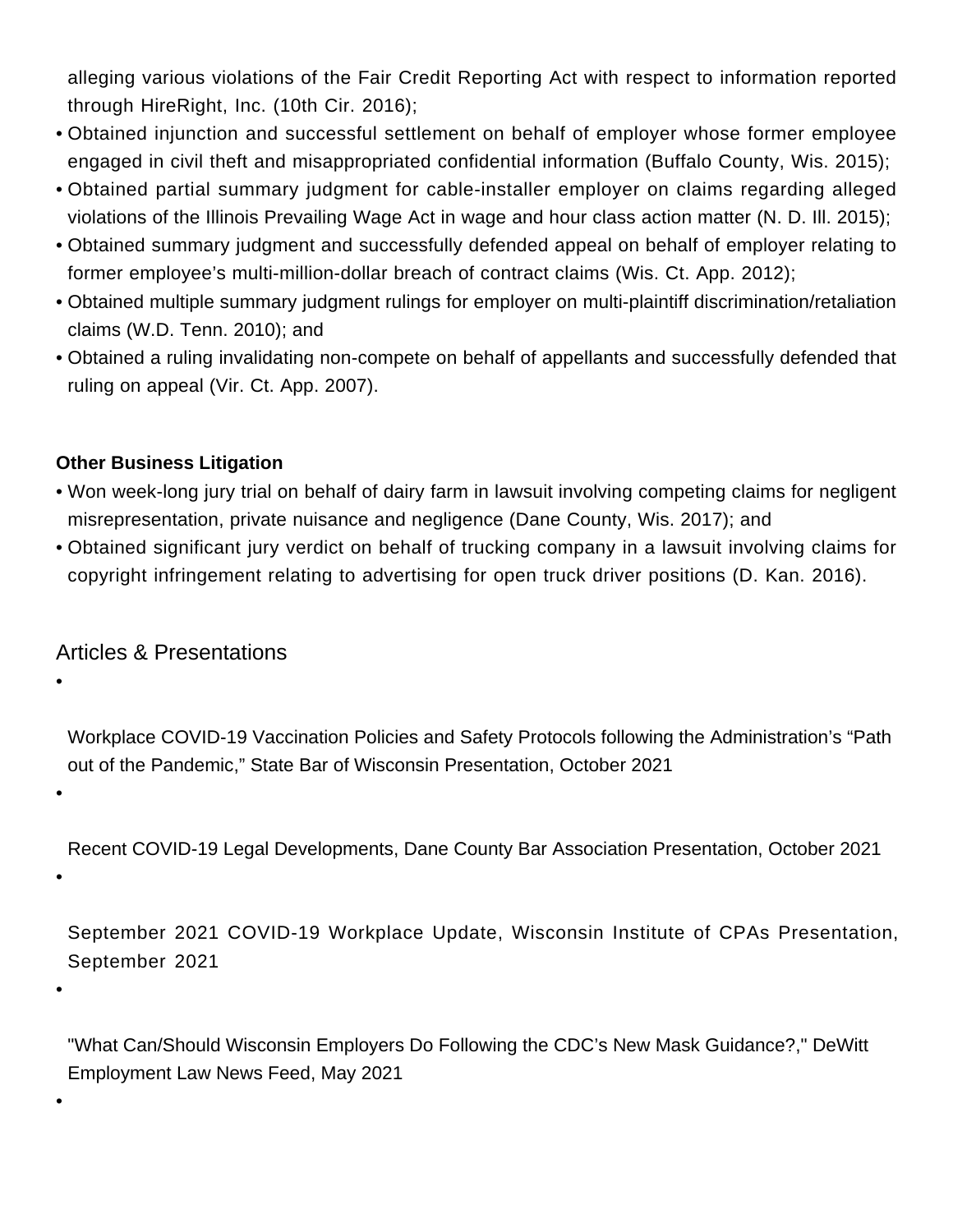alleging various violations of the Fair Credit Reporting Act with respect to information reported through HireRight, Inc. (10th Cir. 2016);

- Obtained injunction and successful settlement on behalf of employer whose former employee engaged in civil theft and misappropriated confidential information (Buffalo County, Wis. 2015);
- Obtained partial summary judgment for cable-installer employer on claims regarding alleged violations of the Illinois Prevailing Wage Act in wage and hour class action matter (N. D. Ill. 2015);
- Obtained summary judgment and successfully defended appeal on behalf of employer relating to former employee's multi-million-dollar breach of contract claims (Wis. Ct. App. 2012);
- Obtained multiple summary judgment rulings for employer on multi-plaintiff discrimination/retaliation claims (W.D. Tenn. 2010); and
- Obtained a ruling invalidating non-compete on behalf of appellants and successfully defended that ruling on appeal (Vir. Ct. App. 2007).

**Other Business Litigation**

- Won week-long jury trial on behalf of dairy farm in lawsuit involving competing claims for negligent misrepresentation, private nuisance and negligence (Dane County, Wis. 2017); and
- Obtained significant jury verdict on behalf of trucking company in a lawsuit involving claims for copyright infringement relating to advertising for open truck driver positions (D. Kan. 2016).

## Articles & Presentations

- Workplace COVID-19 Vaccination Policies and Safety Protocols following the Administration's "Path out of the Pandemic," State Bar of Wisconsin Presentation, October 2021
- Recent COVID-19 Legal Developments, Dane County Bar Association Presentation, October 2021
- September 2021 COVID-19 Workplace Update, Wisconsin Institute of CPAs Presentation, September 2021
- "What Can/Should Wisconsin Employers Do Following the CDC's New Mask Guidance?," DeWitt Employment Law News Feed, May 2021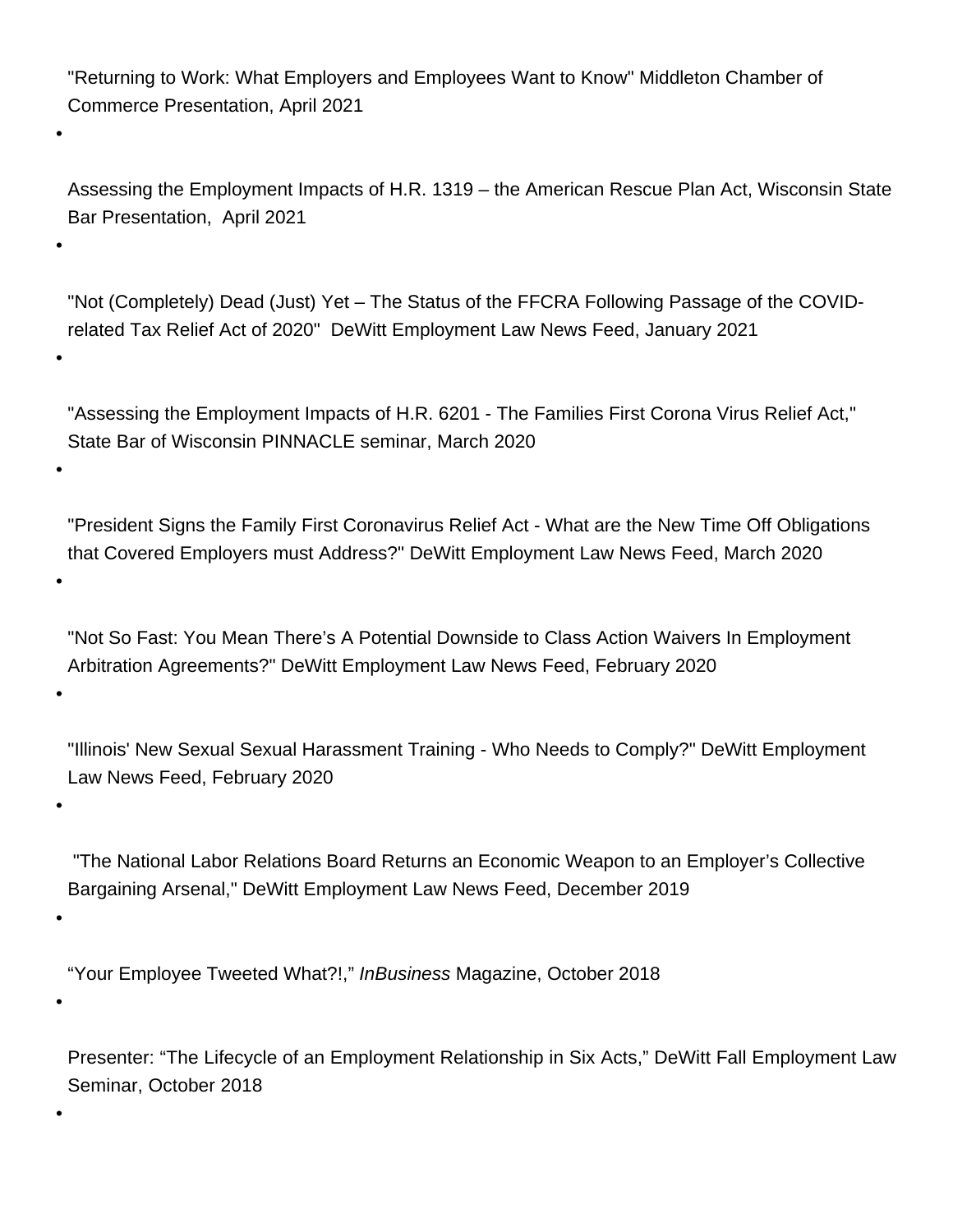- "Returning to Work: What Employers and Employees Want to Know" Middleton Chamber of Commerce Presentation, April 2021
- Assessing the Employment Impacts of H.R. 1319 – the American Rescue Plan Act, Wisconsin State Bar Presentation, April 2021
- "Not (Completely) Dead (Just) Yet – The Status of the FFCRA Following Passage of the COVID-related Tax Relief Act of 2020" DeWitt Employment Law News Feed, January 2021
- "Assessing the Employment Impacts of H.R. 6201 - The Families First Corona Virus Relief Act," State Bar of Wisconsin PINNACLE seminar, March 2020
- "President Signs the Family First Coronavirus Relief Act - What are the New Time Off Obligations that Covered Employers must Address?" DeWitt Employment Law News Feed, March 2020
- "Not So Fast: You Mean There's A Potential Downside to Class Action Waivers In Employment Arbitration Agreements?" DeWitt Employment Law News Feed, February 2020
- "Illinois' New Sexual Sexual Harassment Training - Who Needs to Comply?" DeWitt Employment Law News Feed, February 2020
- "The National Labor Relations Board Returns an Economic Weapon to an Employer's Collective Bargaining Arsenal," DeWitt Employment Law News Feed, December 2019
- "Your Employee Tweeted What?!," *InBusiness* Magazine, October 2018
- Presenter: "The Lifecycle of an Employment Relationship in Six Acts," DeWitt Fall Employment Law Seminar, October 2018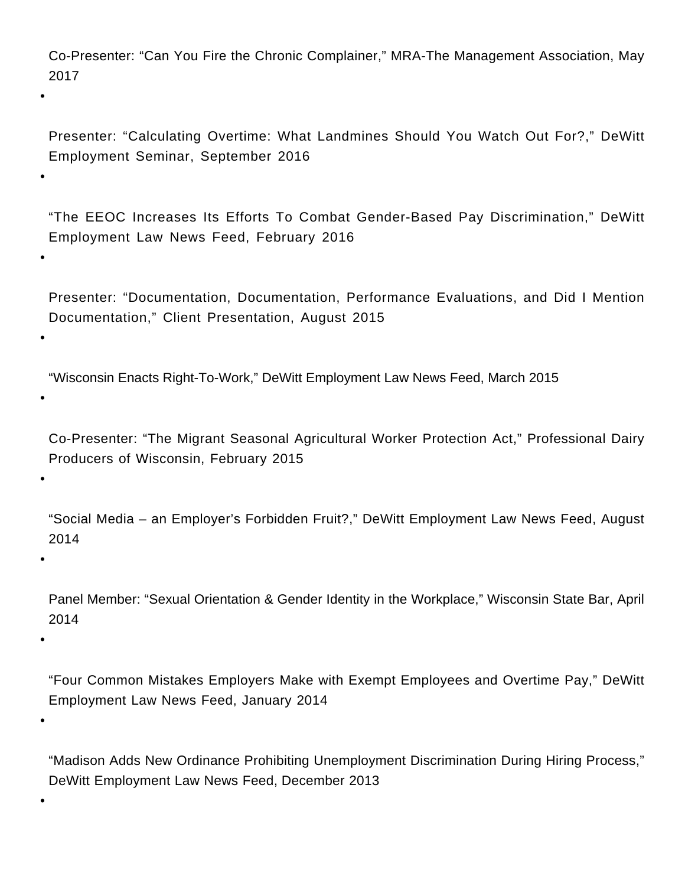- Co-Presenter: “Can You Fire the Chronic Complainer,” MRA-The Management Association, May 2017
- Presenter: “Calculating Overtime: What Landmines Should You Watch Out For?,” DeWitt Employment Seminar, September 2016
- “The EEOC Increases Its Efforts To Combat Gender-Based Pay Discrimination,” DeWitt Employment Law News Feed, February 2016
- Presenter: “Documentation, Documentation, Performance Evaluations, and Did I Mention Documentation,” Client Presentation, August 2015
- “Wisconsin Enacts Right-To-Work,” DeWitt Employment Law News Feed, March 2015
- Co-Presenter: “The Migrant Seasonal Agricultural Worker Protection Act,” Professional Dairy Producers of Wisconsin, February 2015
- “Social Media – an Employer’s Forbidden Fruit?,” DeWitt Employment Law News Feed, August 2014
- Panel Member: “Sexual Orientation & Gender Identity in the Workplace,” Wisconsin State Bar, April 2014
- “Four Common Mistakes Employers Make with Exempt Employees and Overtime Pay,” DeWitt Employment Law News Feed, January 2014
- “Madison Adds New Ordinance Prohibiting Unemployment Discrimination During Hiring Process,” DeWitt Employment Law News Feed, December 2013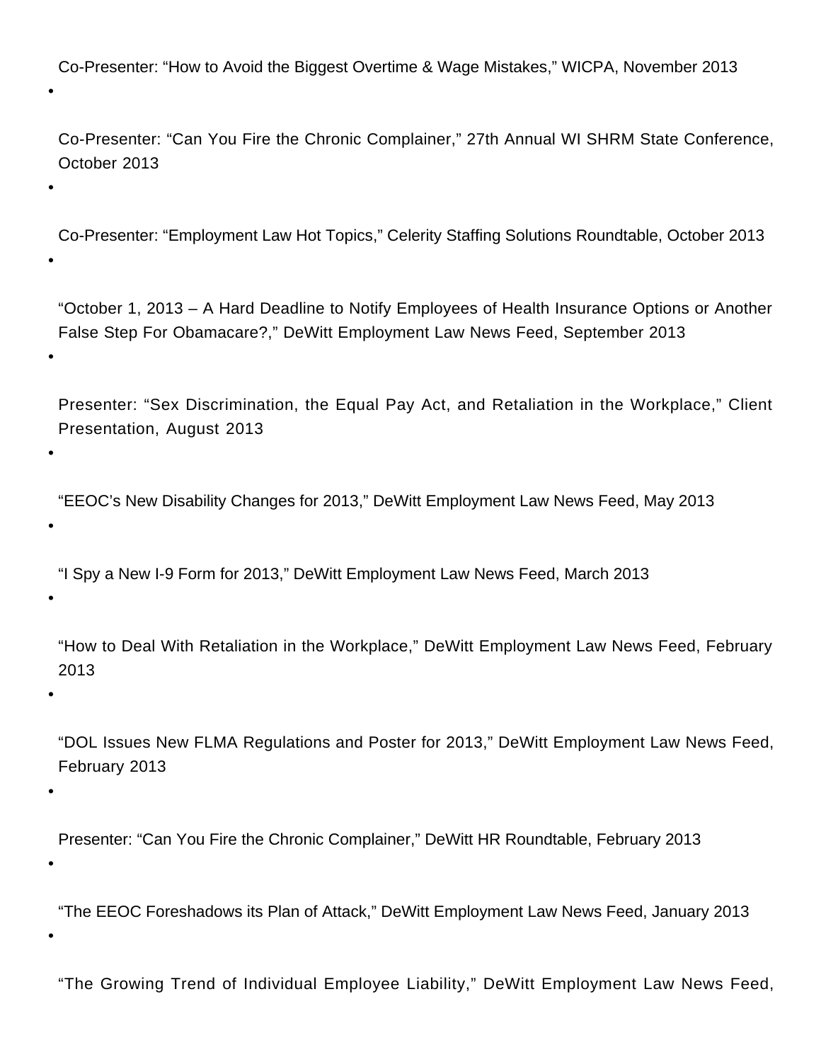- Co-Presenter: “How to Avoid the Biggest Overtime & Wage Mistakes,” WICPA, November 2013
- Co-Presenter: “Can You Fire the Chronic Complainer,” 27th Annual WI SHRM State Conference, October 2013
- Co-Presenter: “Employment Law Hot Topics,” Celerity Staffing Solutions Roundtable, October 2013
- “October 1, 2013 – A Hard Deadline to Notify Employees of Health Insurance Options or Another False Step For Obamacare?,” DeWitt Employment Law News Feed, September 2013
- Presenter: “Sex Discrimination, the Equal Pay Act, and Retaliation in the Workplace,” Client Presentation, August 2013
- “EEOC’s New Disability Changes for 2013,” DeWitt Employment Law News Feed, May 2013
- “I Spy a New I-9 Form for 2013,” DeWitt Employment Law News Feed, March 2013
- “How to Deal With Retaliation in the Workplace,” DeWitt Employment Law News Feed, February 2013
- “DOL Issues New FLMA Regulations and Poster for 2013,” DeWitt Employment Law News Feed, February 2013
- Presenter: “Can You Fire the Chronic Complainer,” DeWitt HR Roundtable, February 2013
- “The EEOC Foreshadows its Plan of Attack,” DeWitt Employment Law News Feed, January 2013
- “The Growing Trend of Individual Employee Liability,” DeWitt Employment Law News Feed,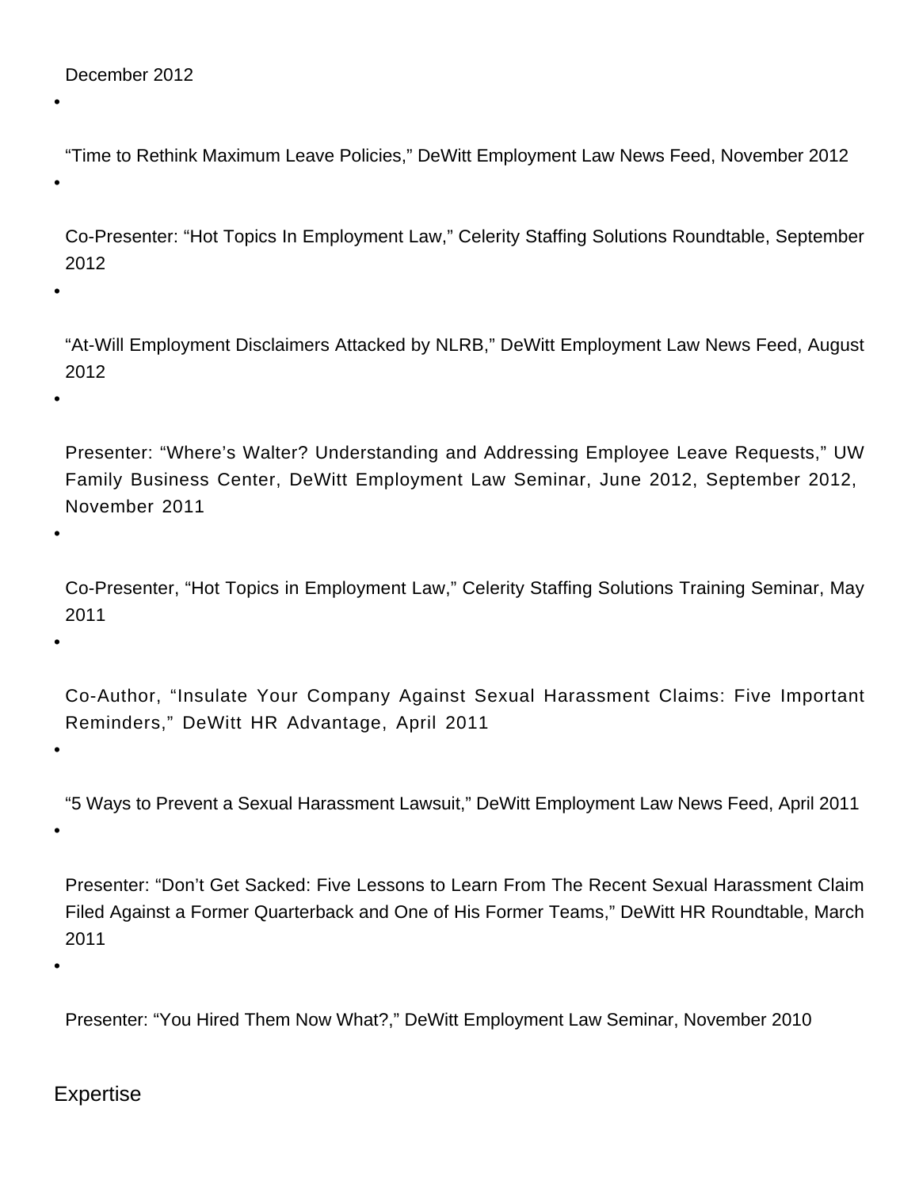December 2012

- “Time to Rethink Maximum Leave Policies,” DeWitt Employment Law News Feed, November 2012

- Co-Presenter: “Hot Topics In Employment Law,” Celerity Staffing Solutions Roundtable, September 2012

- “At-Will Employment Disclaimers Attacked by NLRB,” DeWitt Employment Law News Feed, August 2012

- Presenter: “Where’s Walter? Understanding and Addressing Employee Leave Requests,” UW Family Business Center, DeWitt Employment Law Seminar, June 2012, September 2012, November 2011

- Co-Presenter, “Hot Topics in Employment Law,” Celerity Staffing Solutions Training Seminar, May 2011

- Co-Author, “Insulate Your Company Against Sexual Harassment Claims: Five Important Reminders,” DeWitt HR Advantage, April 2011

- “5 Ways to Prevent a Sexual Harassment Lawsuit,” DeWitt Employment Law News Feed, April 2011

- Presenter: “Don’t Get Sacked: Five Lessons to Learn From The Recent Sexual Harassment Claim Filed Against a Former Quarterback and One of His Former Teams,” DeWitt HR Roundtable, March 2011

- Presenter: “You Hired Them Now What?,” DeWitt Employment Law Seminar, November 2010

## Expertise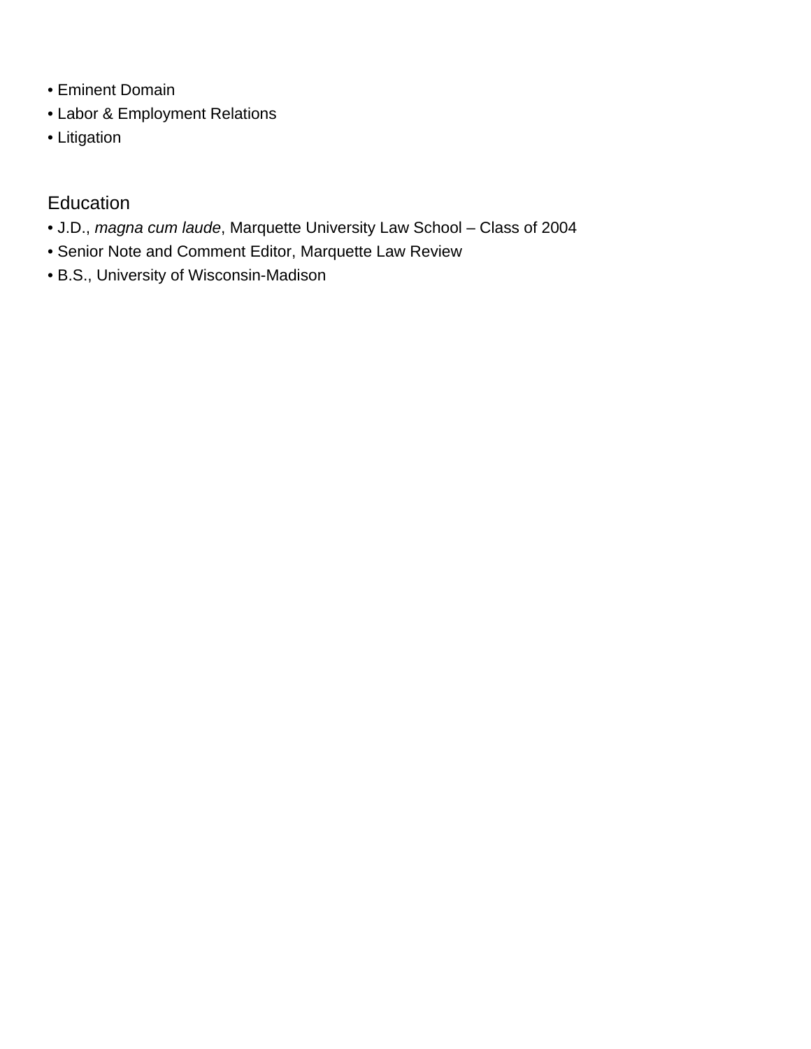- Eminent Domain
- Labor & Employment Relations
- Litigation

## Education

- J.D., *magna cum laude*, Marquette University Law School – Class of 2004
- Senior Note and Comment Editor, Marquette Law Review
- B.S., University of Wisconsin-Madison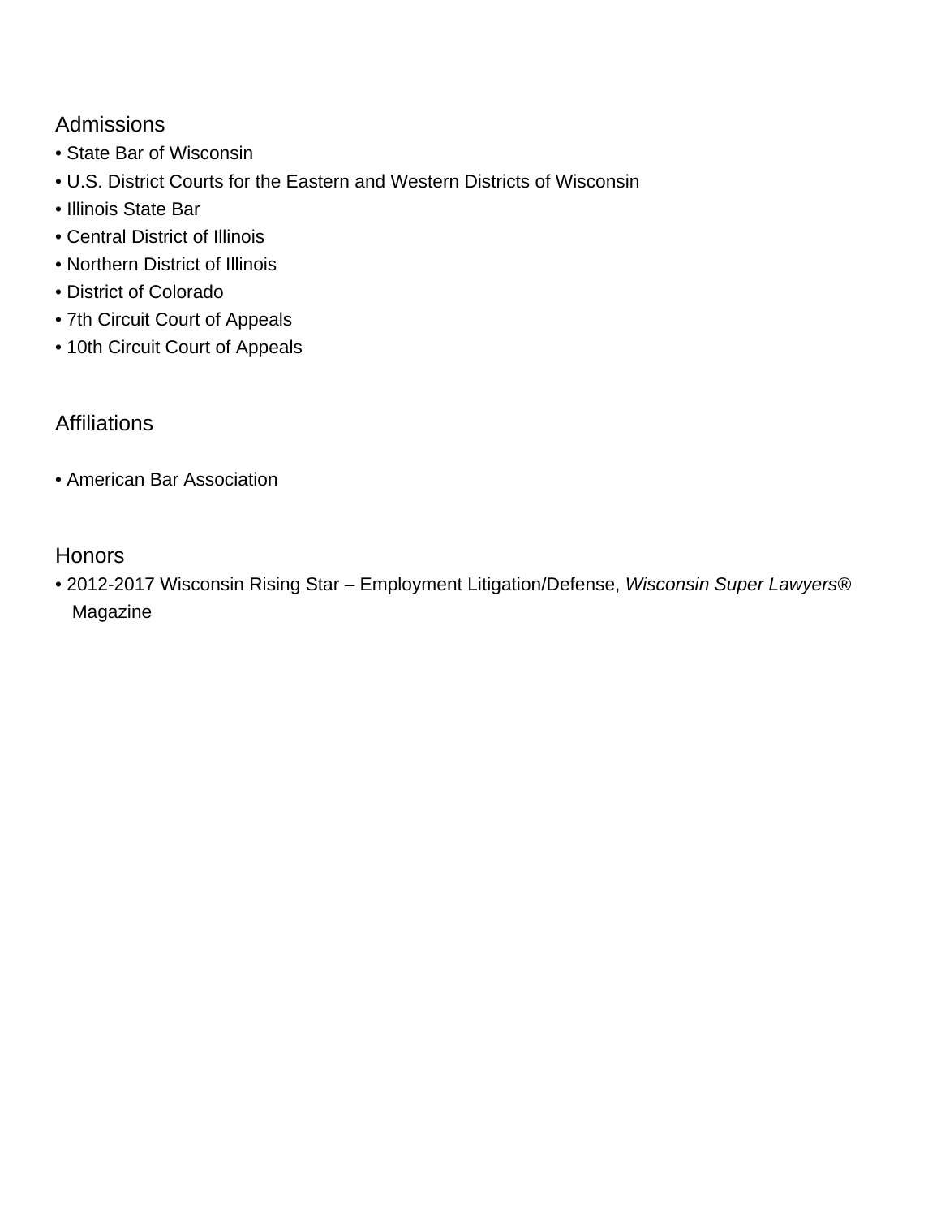## Admissions

- State Bar of Wisconsin
- U.S. District Courts for the Eastern and Western Districts of Wisconsin
- Illinois State Bar
- Central District of Illinois
- Northern District of Illinois
- District of Colorado
- 7th Circuit Court of Appeals
- 10th Circuit Court of Appeals

## Affiliations

- American Bar Association

## Honors

- 2012-2017 Wisconsin Rising Star – Employment Litigation/Defense, *Wisconsin Super Lawyers®* Magazine